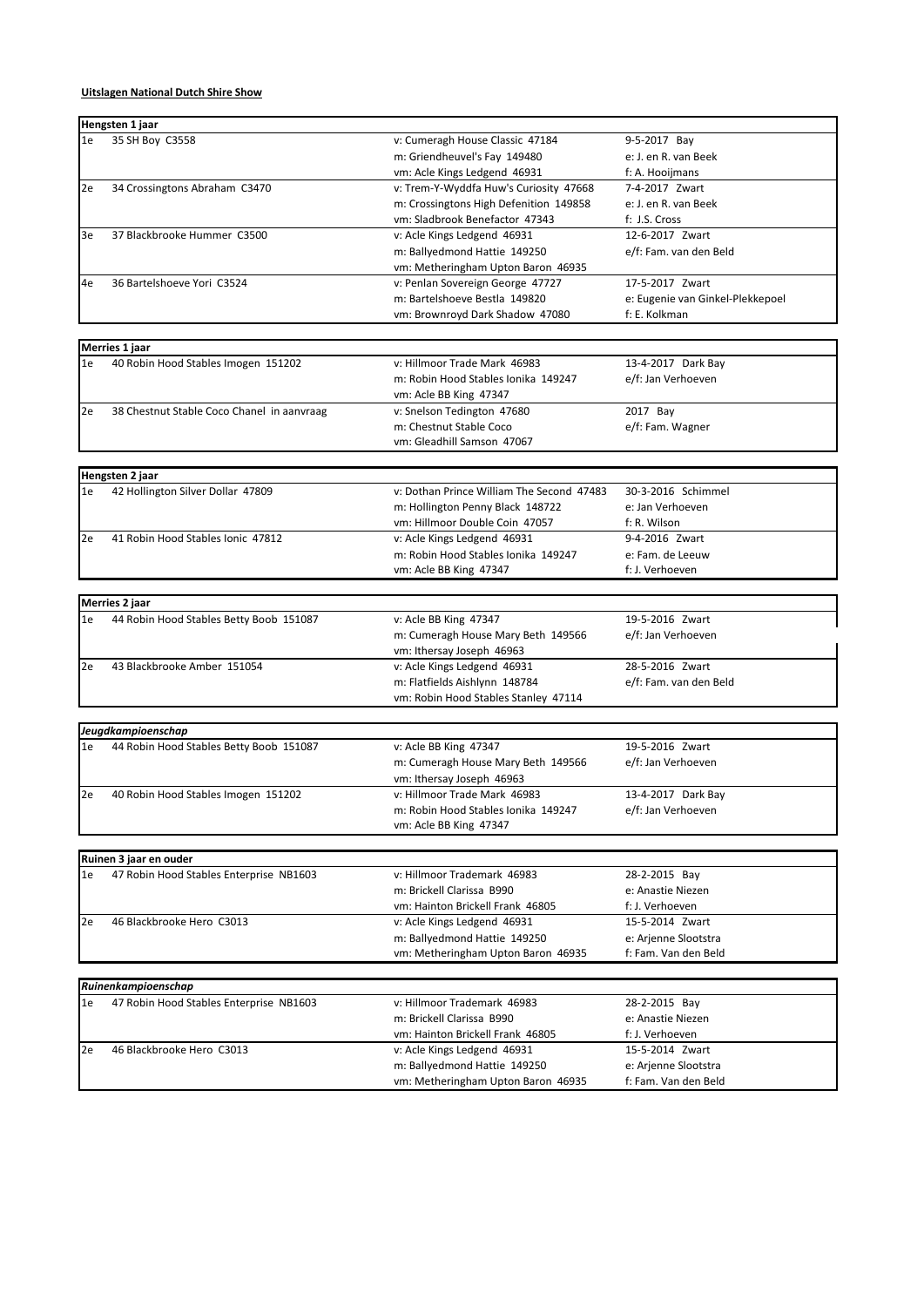**Uitslagen National Dutch Shire Show**

| **Hengsten 1 jaar** | | | |
|---|---|---|---|
| 1e | 35 SH Boy C3558 | v: Cumeragh House Classic 47184 | 9-5-2017 Bay |
| | | m: Griendheuvel's Fay 149480 | e: J. en R. van Beek |
| | | vm: Acle Kings Ledgend 46931 | f: A. Hooijmans |
| 2e | 34 Crossingtons Abraham C3470 | v: Trem-Y-Wyddfa Huw's Curiosity 47668 | 7-4-2017 Zwart |
| | | m: Crossingtons High Defenition 149858 | e: J. en R. van Beek |
| | | vm: Sladbrook Benefactor 47343 | f: J.S. Cross |
| 3e | 37 Blackbrooke Hummer C3500 | v: Acle Kings Ledgend 46931 | 12-6-2017 Zwart |
| | | m: Ballyedmond Hattie 149250 | e/f: Fam. van den Beld |
| | | vm: Metheringham Upton Baron 46935 | |
| 4e | 36 Bartelshoeve Yori C3524 | v: Penlan Sovereign George 47727 | 17-5-2017 Zwart |
| | | m: Bartelshoeve Bestla 149820 | e: Eugenie van Ginkel-Plekkepoel |
| | | vm: Brownroyd Dark Shadow 47080 | f: E. Kolkman |

| **Merries 1 jaar** | | | |
|---|---|---|---|
| 1e | 40 Robin Hood Stables Imogen 151202 | v: Hillmoor Trade Mark 46983 | 13-4-2017 Dark Bay |
| | | m: Robin Hood Stables Ionika 149247 | e/f: Jan Verhoeven |
| | | vm: Acle BB King 47347 | |
| 2e | 38 Chestnut Stable Coco Chanel in aanvraag | v: Snelson Tedington 47680 | 2017 Bay |
| | | m: Chestnut Stable Coco | e/f: Fam. Wagner |
| | | vm: Gleadhill Samson 47067 | |

| **Hengsten 2 jaar** | | | |
|---|---|---|---|
| 1e | 42 Hollington Silver Dollar 47809 | v: Dothan Prince William The Second 47483 | 30-3-2016 Schimmel |
| | | m: Hollington Penny Black 148722 | e: Jan Verhoeven |
| | | vm: Hillmoor Double Coin 47057 | f: R. Wilson |
| 2e | 41 Robin Hood Stables Ionic 47812 | v: Acle Kings Ledgend 46931 | 9-4-2016 Zwart |
| | | m: Robin Hood Stables Ionika 149247 | e: Fam. de Leeuw |
| | | vm: Acle BB King 47347 | f: J. Verhoeven |

| **Merries 2 jaar** | | | |
|---|---|---|---|
| 1e | 44 Robin Hood Stables Betty Boob 151087 | v: Acle BB King 47347 | 19-5-2016 Zwart |
| | | m: Cumeragh House Mary Beth 149566 | e/f: Jan Verhoeven |
| | | vm: Ithersay Joseph 46963 | |
| 2e | 43 Blackbrooke Amber 151054 | v: Acle Kings Ledgend 46931 | 28-5-2016 Zwart |
| | | m: Flatfields Aishlynn 148784 | e/f: Fam. van den Beld |
| | | vm: Robin Hood Stables Stanley 47114 | |

| ***Jeugdkampioenschap*** | | | |
|---|---|---|---|
| 1e | 44 Robin Hood Stables Betty Boob 151087 | v: Acle BB King 47347 | 19-5-2016 Zwart |
| | | m: Cumeragh House Mary Beth 149566 | e/f: Jan Verhoeven |
| | | vm: Ithersay Joseph 46963 | |
| 2e | 40 Robin Hood Stables Imogen 151202 | v: Hillmoor Trade Mark 46983 | 13-4-2017 Dark Bay |
| | | m: Robin Hood Stables Ionika 149247 | e/f: Jan Verhoeven |
| | | vm: Acle BB King 47347 | |

| **Ruinen 3 jaar en ouder** | | | |
|---|---|---|---|
| 1e | 47 Robin Hood Stables Enterprise NB1603 | v: Hillmoor Trademark 46983 | 28-2-2015 Bay |
| | | m: Brickell Clarissa B990 | e: Anastie Niezen |
| | | vm: Hainton Brickell Frank 46805 | f: J. Verhoeven |
| 2e | 46 Blackbrooke Hero C3013 | v: Acle Kings Ledgend 46931 | 15-5-2014 Zwart |
| | | m: Ballyedmond Hattie 149250 | e: Arjenne Slootstra |
| | | vm: Metheringham Upton Baron 46935 | f: Fam. Van den Beld |

| ***Ruinenkampioenschap*** | | | |
|---|---|---|---|
| 1e | 47 Robin Hood Stables Enterprise NB1603 | v: Hillmoor Trademark 46983 | 28-2-2015 Bay |
| | | m: Brickell Clarissa B990 | e: Anastie Niezen |
| | | vm: Hainton Brickell Frank 46805 | f: J. Verhoeven |
| 2e | 46 Blackbrooke Hero C3013 | v: Acle Kings Ledgend 46931 | 15-5-2014 Zwart |
| | | m: Ballyedmond Hattie 149250 | e: Arjenne Slootstra |
| | | vm: Metheringham Upton Baron 46935 | f: Fam. Van den Beld |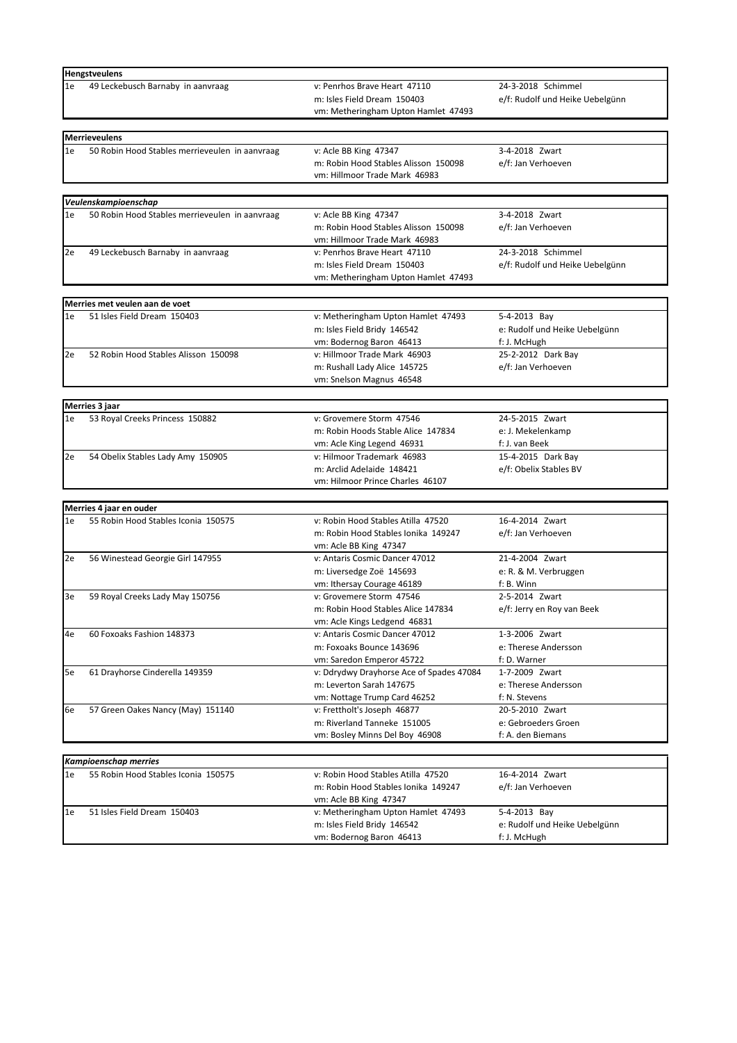| Hengstveulens | | | |
|---|---|---|---|
| 1e | 49 Leckebusch Barnaby in aanvraag | v: Penrhos Brave Heart 47110<br>m: Isles Field Dream 150403<br>vm: Metheringham Upton Hamlet 47493 | 24-3-2018 Schimmel<br>e/f: Rudolf und Heike Uebelgünn |

| Merrieveulens | | | |
|---|---|---|---|
| 1e | 50 Robin Hood Stables merrieveulen in aanvraag | v: Acle BB King 47347<br>m: Robin Hood Stables Alisson 150098<br>vm: Hillmoor Trade Mark 46983 | 3-4-2018 Zwart<br>e/f: Jan Verhoeven |

| *Veulenskampioenschap* | | | |
|---|---|---|---|
| 1e | 50 Robin Hood Stables merrieveulen in aanvraag | v: Acle BB King 47347<br>m: Robin Hood Stables Alisson 150098<br>vm: Hillmoor Trade Mark 46983 | 3-4-2018 Zwart<br>e/f: Jan Verhoeven |
| 2e | 49 Leckebusch Barnaby in aanvraag | v: Penrhos Brave Heart 47110<br>m: Isles Field Dream 150403<br>vm: Metheringham Upton Hamlet 47493 | 24-3-2018 Schimmel<br>e/f: Rudolf und Heike Uebelgünn |

| Merries met veulen aan de voet | | | |
|---|---|---|---|
| 1e | 51 Isles Field Dream 150403 | v: Metheringham Upton Hamlet 47493<br>m: Isles Field Bridy 146542<br>vm: Bodernog Baron 46413 | 5-4-2013 Bay<br>e: Rudolf und Heike Uebelgünn<br>f: J. McHugh |
| 2e | 52 Robin Hood Stables Alisson 150098 | v: Hillmoor Trade Mark 46903<br>m: Rushall Lady Alice 145725<br>vm: Snelson Magnus 46548 | 25-2-2012 Dark Bay<br>e/f: Jan Verhoeven |

| Merries 3 jaar | | | |
|---|---|---|---|
| 1e | 53 Royal Creeks Princess 150882 | v: Grovemere Storm 47546<br>m: Robin Hoods Stable Alice 147834<br>vm: Acle King Legend 46931 | 24-5-2015 Zwart<br>e: J. Mekelenkamp<br>f: J. van Beek |
| 2e | 54 Obelix Stables Lady Amy 150905 | v: Hilmoor Trademark 46983<br>m: Arclid Adelaide 148421<br>vm: Hilmoor Prince Charles 46107 | 15-4-2015 Dark Bay<br>e/f: Obelix Stables BV |

| Merries 4 jaar en ouder | | | |
|---|---|---|---|
| 1e | 55 Robin Hood Stables Iconia 150575 | v: Robin Hood Stables Atilla 47520<br>m: Robin Hood Stables Ionika 149247<br>vm: Acle BB King 47347 | 16-4-2014 Zwart<br>e/f: Jan Verhoeven |
| 2e | 56 Winestead Georgie Girl 147955 | v: Antaris Cosmic Dancer 47012<br>m: Liversedge Zoë 145693<br>vm: Ithersay Courage 46189 | 21-4-2004 Zwart<br>e: R. & M. Verbruggen<br>f: B. Winn |
| 3e | 59 Royal Creeks Lady May 150756 | v: Grovemere Storm 47546<br>m: Robin Hood Stables Alice 147834<br>vm: Acle Kings Ledgend 46831 | 2-5-2014 Zwart<br>e/f: Jerry en Roy van Beek |
| 4e | 60 Foxoaks Fashion 148373 | v: Antaris Cosmic Dancer 47012<br>m: Foxoaks Bounce 143696<br>vm: Saredon Emperor 45722 | 1-3-2006 Zwart<br>e: Therese Andersson<br>f: D. Warner |
| 5e | 61 Drayhorse Cinderella 149359 | v: Ddrydwy Drayhorse Ace of Spades 47084<br>m: Leverton Sarah 147675<br>vm: Nottage Trump Card 46252 | 1-7-2009 Zwart<br>e: Therese Andersson<br>f: N. Stevens |
| 6e | 57 Green Oakes Nancy (May) 151140 | v: Frettholt's Joseph 46877<br>m: Riverland Tanneke 151005<br>vm: Bosley Minns Del Boy 46908 | 20-5-2010 Zwart<br>e: Gebroeders Groen<br>f: A. den Biemans |

| *Kampioenschap merries* | | | |
|---|---|---|---|
| 1e | 55 Robin Hood Stables Iconia 150575 | v: Robin Hood Stables Atilla 47520<br>m: Robin Hood Stables Ionika 149247<br>vm: Acle BB King 47347 | 16-4-2014 Zwart<br>e/f: Jan Verhoeven |
| 1e | 51 Isles Field Dream 150403 | v: Metheringham Upton Hamlet 47493<br>m: Isles Field Bridy 146542<br>vm: Bodernog Baron 46413 | 5-4-2013 Bay<br>e: Rudolf und Heike Uebelgünn<br>f: J. McHugh |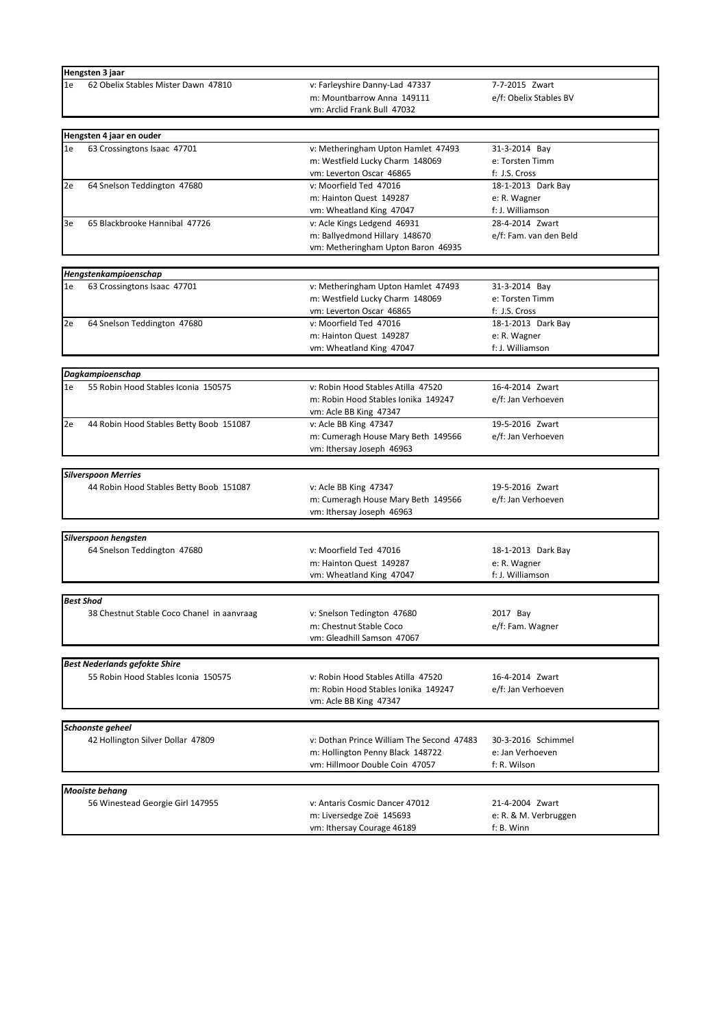**Hengsten 3 jaar**

| | | | |
|---|---|---|---|
| 1e | 62 Obelix Stables Mister Dawn 47810 | v: Farleyshire Danny-Lad 47337<br>m: Mountbarrow Anna 149111<br>vm: Arclid Frank Bull 47032 | 7-7-2015 Zwart<br>e/f: Obelix Stables BV |

**Hengsten 4 jaar en ouder**

| | | | |
|---|---|---|---|
| 1e | 63 Crossingtons Isaac 47701 | v: Metheringham Upton Hamlet 47493<br>m: Westfield Lucky Charm 148069<br>vm: Leverton Oscar 46865 | 31-3-2014 Bay<br>e: Torsten Timm<br>f: J.S. Cross |
| 2e | 64 Snelson Teddington 47680 | v: Moorfield Ted 47016<br>m: Hainton Quest 149287<br>vm: Wheatland King 47047 | 18-1-2013 Dark Bay<br>e: R. Wagner<br>f: J. Williamson |
| 3e | 65 Blackbrooke Hannibal 47726 | v: Acle Kings Ledgend 46931<br>m: Ballyedmond Hillary 148670<br>vm: Metheringham Upton Baron 46935 | 28-4-2014 Zwart<br>e/f: Fam. van den Beld |

***Hengstenkampioenschap***

| | | | |
|---|---|---|---|
| 1e | 63 Crossingtons Isaac 47701 | v: Metheringham Upton Hamlet 47493<br>m: Westfield Lucky Charm 148069<br>vm: Leverton Oscar 46865 | 31-3-2014 Bay<br>e: Torsten Timm<br>f: J.S. Cross |
| 2e | 64 Snelson Teddington 47680 | v: Moorfield Ted 47016<br>m: Hainton Quest 149287<br>vm: Wheatland King 47047 | 18-1-2013 Dark Bay<br>e: R. Wagner<br>f: J. Williamson |

***Dagkampioenschap***

| | | | |
|---|---|---|---|
| 1e | 55 Robin Hood Stables Iconia 150575 | v: Robin Hood Stables Atilla 47520<br>m: Robin Hood Stables Ionika 149247<br>vm: Acle BB King 47347 | 16-4-2014 Zwart<br>e/f: Jan Verhoeven |
| 2e | 44 Robin Hood Stables Betty Boob 151087 | v: Acle BB King 47347<br>m: Cumeragh House Mary Beth 149566<br>vm: Ithersay Joseph 46963 | 19-5-2016 Zwart<br>e/f: Jan Verhoeven |

***Silverspoon Merries***

| | | |
|---|---|---|
| 44 Robin Hood Stables Betty Boob 151087 | v: Acle BB King 47347<br>m: Cumeragh House Mary Beth 149566<br>vm: Ithersay Joseph 46963 | 19-5-2016 Zwart<br>e/f: Jan Verhoeven |

***Silverspoon hengsten***

| | | |
|---|---|---|
| 64 Snelson Teddington 47680 | v: Moorfield Ted 47016<br>m: Hainton Quest 149287<br>vm: Wheatland King 47047 | 18-1-2013 Dark Bay<br>e: R. Wagner<br>f: J. Williamson |

***Best Shod***

| | | |
|---|---|---|
| 38 Chestnut Stable Coco Chanel in aanvraag | v: Snelson Tedington 47680<br>m: Chestnut Stable Coco<br>vm: Gleadhill Samson 47067 | 2017 Bay<br>e/f: Fam. Wagner |

***Best Nederlands gefokte Shire***

| | | |
|---|---|---|
| 55 Robin Hood Stables Iconia 150575 | v: Robin Hood Stables Atilla 47520<br>m: Robin Hood Stables Ionika 149247<br>vm: Acle BB King 47347 | 16-4-2014 Zwart<br>e/f: Jan Verhoeven |

***Schoonste geheel***

| | | |
|---|---|---|
| 42 Hollington Silver Dollar 47809 | v: Dothan Prince William The Second 47483<br>m: Hollington Penny Black 148722<br>vm: Hillmoor Double Coin 47057 | 30-3-2016 Schimmel<br>e: Jan Verhoeven<br>f: R. Wilson |

***Mooiste behang***

| | | |
|---|---|---|
| 56 Winestead Georgie Girl 147955 | v: Antaris Cosmic Dancer 47012<br>m: Liversedge Zoë 145693<br>vm: Ithersay Courage 46189 | 21-4-2004 Zwart<br>e: R. & M. Verbruggen<br>f: B. Winn |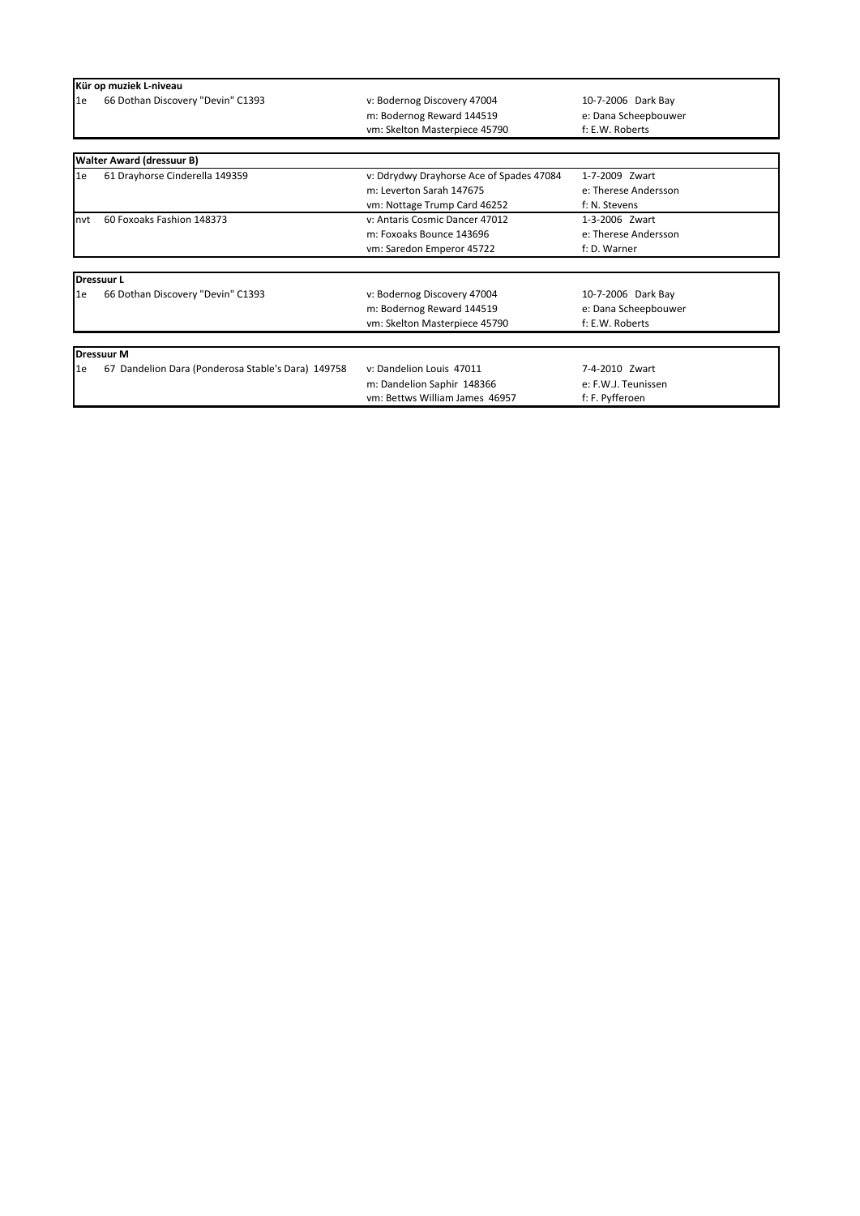**Kür op muziek L-niveau**

| | | | |
|---|---|---|---|
| 1e | 66 Dothan Discovery "Devin" C1393 | v: Bodernog Discovery 47004 | 10-7-2006 Dark Bay |
| | | m: Bodernog Reward 144519 | e: Dana Scheepbouwer |
| | | vm: Skelton Masterpiece 45790 | f: E.W. Roberts |

**Walter Award (dressuur B)**

| | | | |
|---|---|---|---|
| 1e | 61 Drayhorse Cinderella 149359 | v: Ddrydwy Drayhorse Ace of Spades 47084 | 1-7-2009 Zwart |
| | | m: Leverton Sarah 147675 | e: Therese Andersson |
| | | vm: Nottage Trump Card 46252 | f: N. Stevens |
| nvt | 60 Foxoaks Fashion 148373 | v: Antaris Cosmic Dancer 47012 | 1-3-2006 Zwart |
| | | m: Foxoaks Bounce 143696 | e: Therese Andersson |
| | | vm: Saredon Emperor 45722 | f: D. Warner |

**Dressuur L**

| | | | |
|---|---|---|---|
| 1e | 66 Dothan Discovery "Devin" C1393 | v: Bodernog Discovery 47004 | 10-7-2006 Dark Bay |
| | | m: Bodernog Reward 144519 | e: Dana Scheepbouwer |
| | | vm: Skelton Masterpiece 45790 | f: E.W. Roberts |

**Dressuur M**

| | | | |
|---|---|---|---|
| 1e | 67 Dandelion Dara (Ponderosa Stable's Dara) 149758 | v: Dandelion Louis 47011 | 7-4-2010 Zwart |
| | | m: Dandelion Saphir 148366 | e: F.W.J. Teunissen |
| | | vm: Bettws William James 46957 | f: F. Pyfferoen |